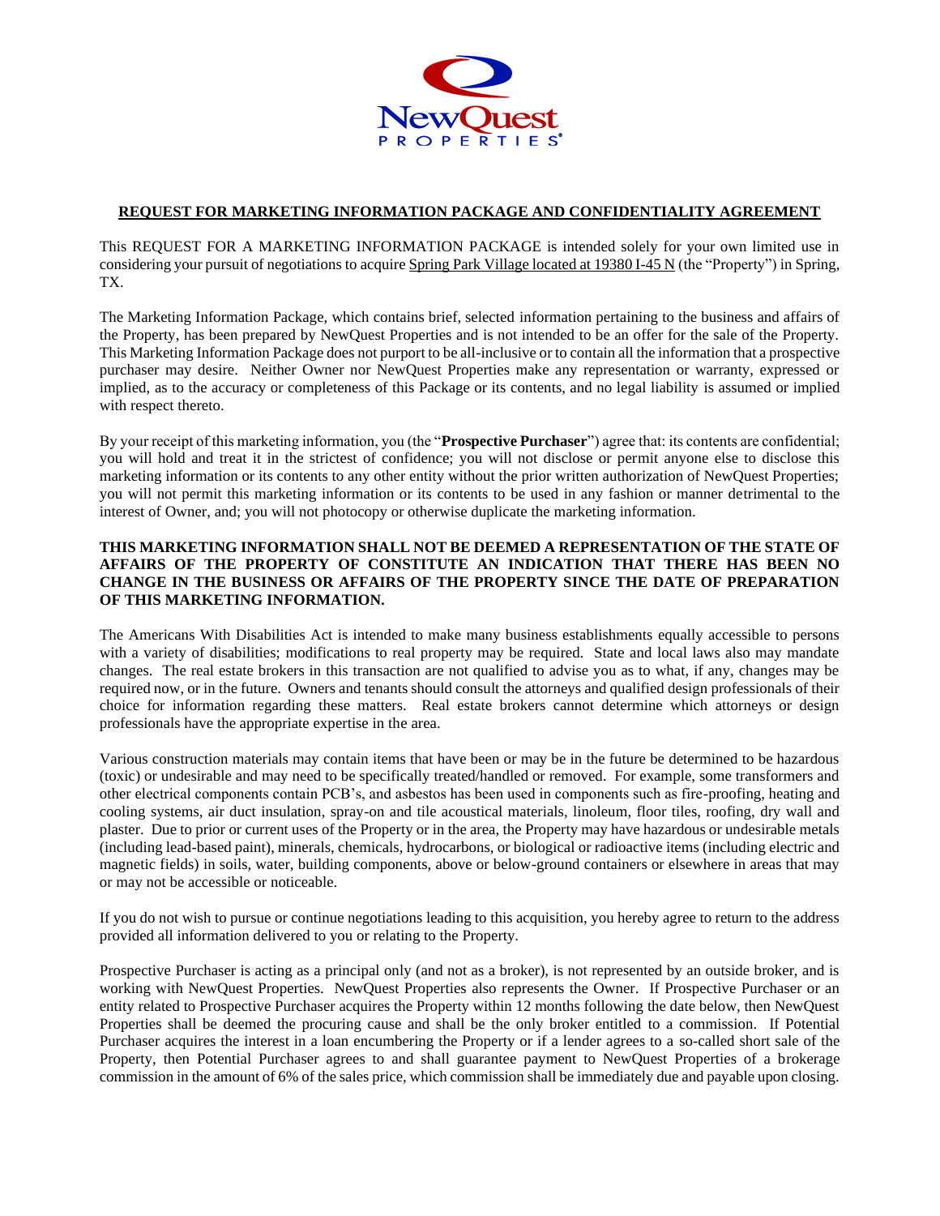NewQuest PROPERTIES

## REQUEST FOR MARKETING INFORMATION PACKAGE AND CONFIDENTIALITY AGREEMENT

This REQUEST FOR A MARKETING INFORMATION PACKAGE is intended solely for your own limited use in considering your pursuit of negotiations to acquire Spring Park Village located at 19380 I-45 N (the "Property") in Spring, TX.

The Marketing Information Package, which contains brief, selected information pertaining to the business and affairs of the Property, has been prepared by NewQuest Properties and is not intended to be an offer for the sale of the Property. This Marketing Information Package does not purport to be all-inclusive or to contain all the information that a prospective purchaser may desire. Neither Owner nor NewQuest Properties make any representation or warranty, expressed or implied, as to the accuracy or completeness of this Package or its contents, and no legal liability is assumed or implied with respect thereto.

By your receipt of this marketing information, you (the "**Prospective Purchaser**") agree that: its contents are confidential; you will hold and treat it in the strictest of confidence; you will not disclose or permit anyone else to disclose this marketing information or its contents to any other entity without the prior written authorization of NewQuest Properties; you will not permit this marketing information or its contents to be used in any fashion or manner detrimental to the interest of Owner, and; you will not photocopy or otherwise duplicate the marketing information.

**THIS MARKETING INFORMATION SHALL NOT BE DEEMED A REPRESENTATION OF THE STATE OF AFFAIRS OF THE PROPERTY OF CONSTITUTE AN INDICATION THAT THERE HAS BEEN NO CHANGE IN THE BUSINESS OR AFFAIRS OF THE PROPERTY SINCE THE DATE OF PREPARATION OF THIS MARKETING INFORMATION.**

The Americans With Disabilities Act is intended to make many business establishments equally accessible to persons with a variety of disabilities; modifications to real property may be required. State and local laws also may mandate changes. The real estate brokers in this transaction are not qualified to advise you as to what, if any, changes may be required now, or in the future. Owners and tenants should consult the attorneys and qualified design professionals of their choice for information regarding these matters. Real estate brokers cannot determine which attorneys or design professionals have the appropriate expertise in the area.

Various construction materials may contain items that have been or may be in the future be determined to be hazardous (toxic) or undesirable and may need to be specifically treated/handled or removed. For example, some transformers and other electrical components contain PCB's, and asbestos has been used in components such as fire-proofing, heating and cooling systems, air duct insulation, spray-on and tile acoustical materials, linoleum, floor tiles, roofing, dry wall and plaster. Due to prior or current uses of the Property or in the area, the Property may have hazardous or undesirable metals (including lead-based paint), minerals, chemicals, hydrocarbons, or biological or radioactive items (including electric and magnetic fields) in soils, water, building components, above or below-ground containers or elsewhere in areas that may or may not be accessible or noticeable.

If you do not wish to pursue or continue negotiations leading to this acquisition, you hereby agree to return to the address provided all information delivered to you or relating to the Property.

Prospective Purchaser is acting as a principal only (and not as a broker), is not represented by an outside broker, and is working with NewQuest Properties. NewQuest Properties also represents the Owner. If Prospective Purchaser or an entity related to Prospective Purchaser acquires the Property within 12 months following the date below, then NewQuest Properties shall be deemed the procuring cause and shall be the only broker entitled to a commission. If Potential Purchaser acquires the interest in a loan encumbering the Property or if a lender agrees to a so-called short sale of the Property, then Potential Purchaser agrees to and shall guarantee payment to NewQuest Properties of a brokerage commission in the amount of 6% of the sales price, which commission shall be immediately due and payable upon closing.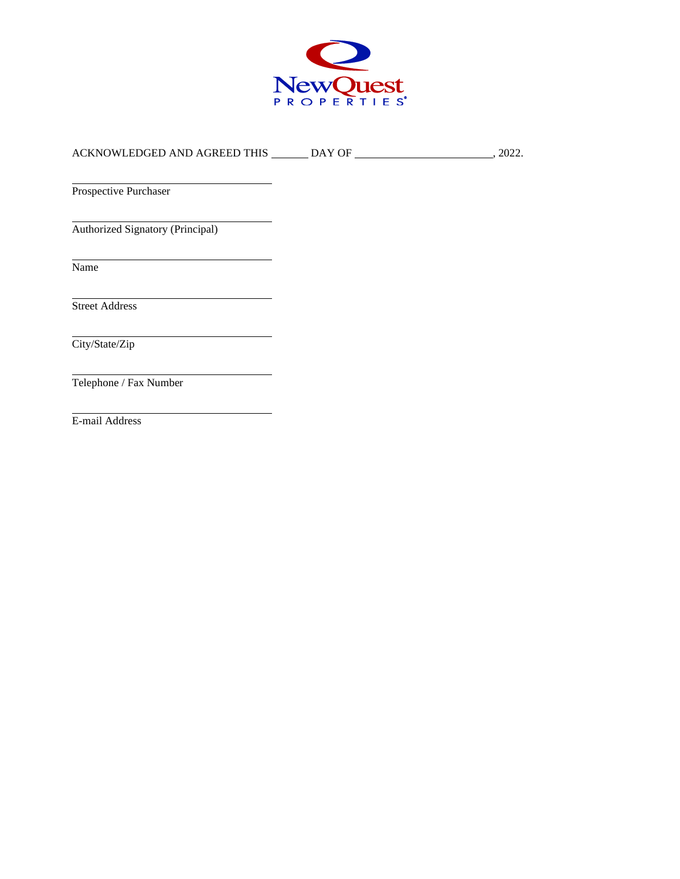NewQuest PROPERTIES

ACKNOWLEDGED AND AGREED THIS _______ DAY OF _________________________, 2022.

______________________________
Prospective Purchaser

______________________________
Authorized Signatory (Principal)

______________________________
Name

______________________________
Street Address

______________________________
City/State/Zip

______________________________
Telephone / Fax Number

______________________________
E-mail Address